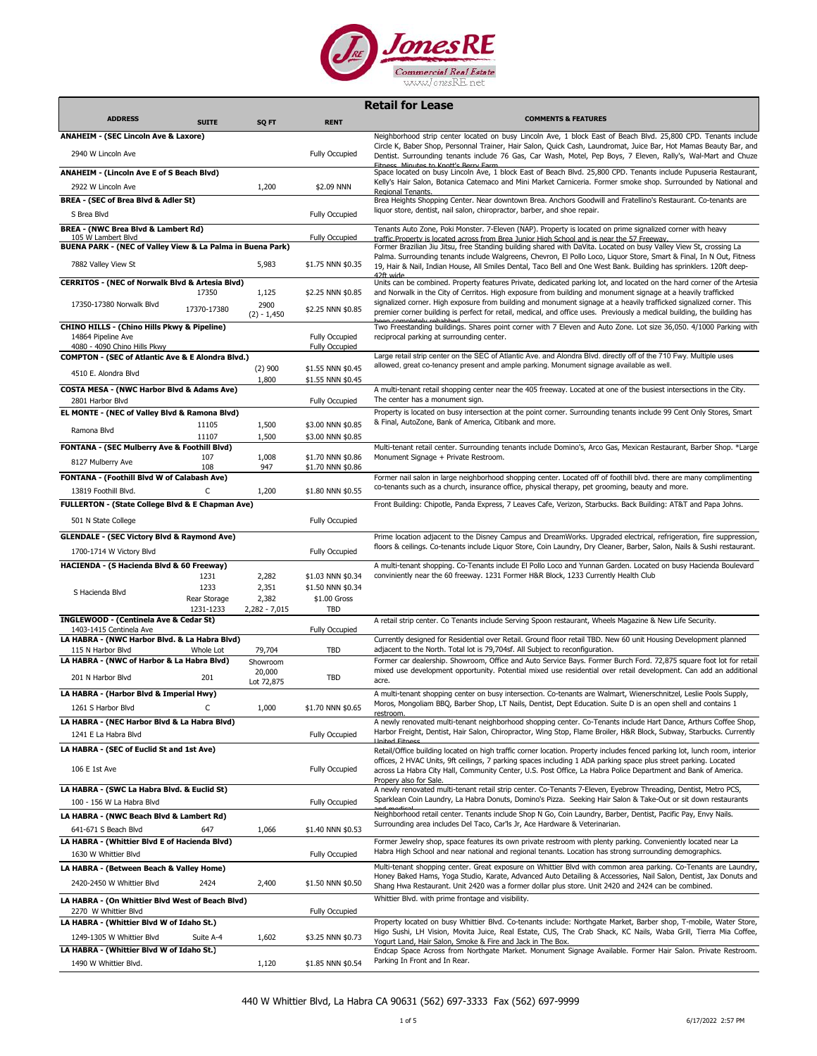JonesRE
Commercial Real Estate
www.JonesRE.net

# Retail for Lease

| ADDRESS | SUITE | SQ FT | RENT | COMMENTS & FEATURES |
|---|---|---|---|---|
| **ANAHEIM - (SEC Lincoln Ave & Laxore)** | | | | Neighborhood strip center located on busy Lincoln Ave, 1 block East of Beach Blvd. 25,800 CPD. Tenants include Circle K, Baber Shop, Personnal Trainer, Hair Salon, Quick Cash, Laundromat, Juice Bar, Hot Mamas Beauty Bar, and Dentist. Surrounding tenants include 76 Gas, Car Wash, Motel, Pep Boys, 7 Eleven, Rally's, Wal-Mart and Chuze Fitness. Minutes to Knott's Berry Farm. |
| 2940 W Lincoln Ave | | | Fully Occupied | |
| **ANAHEIM - (Lincoln Ave E of S Beach Blvd)** | | | | Space located on busy Lincoln Ave, 1 block East of Beach Blvd. 25,800 CPD. Tenants include Pupuseria Restaurant, Kelly's Hair Salon, Botanica Catemaco and Mini Market Carniceria. Former smoke shop. Surrounded by National and Regional Tenants. |
| 2922 W Lincoln Ave | | 1,200 | $2.09 NNN | |
| **BREA - (SEC of Brea Blvd & Adler St)** | | | | Brea Heights Shopping Center. Near downtown Brea. Anchors Goodwill and Fratellino's Restaurant. Co-tenants are liquor store, dentist, nail salon, chiropractor, barber, and shoe repair. |
| S Brea Blvd | | | Fully Occupied | |
| **BREA - (NWC Brea Blvd & Lambert Rd)** | | | | Tenants Auto Zone, Poki Monster. 7-Eleven (NAP). Property is located on prime signalized corner with heavy traffic.Property is located across from Brea Junior High School and is near the 57 Freeway. |
| 105 W Lambert Blvd | | | Fully Occupied | |
| **BUENA PARK - (NEC of Valley View & La Palma in Buena Park)** | | | | Former Brazilian Jiu Jitsu, free Standing building shared with DaVita. Located on busy Valley View St, crossing La Palma. Surrounding tenants include Walgreens, Chevron, El Pollo Loco, Liquor Store, Smart & Final, In N Out, Fitness 19, Hair & Nail, Indian House, All Smiles Dental, Taco Bell and One West Bank. Building has sprinklers. 120ft deep-42ft wide. |
| 7882 Valley View St | | 5,983 | $1.75 NNN $0.35 | |
| **CERRITOS - (NEC of Norwalk Blvd & Artesia Blvd)** | | | | Units can be combined. Property features Private, dedicated parking lot, and located on the hard corner of the Artesia and Norwalk in the City of Cerritos. High exposure from building and monument signage at a heavily trafficked signalized corner. High exposure from building and monument signage at a heavily trafficked signalized corner. This premier corner building is perfect for retail, medical, and office uses. Previously a medical building, the building has been completely rehabbed. |
| | 17350 | 1,125 | $2.25 NNN $0.85 | |
| 17350-17380 Norwalk Blvd | 17370-17380 | 2900 (2) - 1,450 | $2.25 NNN $0.85 | |
| **CHINO HILLS - (Chino Hills Pkwy & Pipeline)** | | | | Two Freestanding buildings. Shares point corner with 7 Eleven and Auto Zone. Lot size 36,050. 4/1000 Parking with reciprocal parking at surrounding center. |
| 14864 Pipeline Ave | | | Fully Occupied | |
| 4080 - 4090 Chino Hills Pkwy | | | Fully Occupied | |
| **COMPTON - (SEC of Atlantic Ave & E Alondra Blvd.)** | | | | Large retail strip center on the SEC of Atlantic Ave. and Alondra Blvd. directly off of the 710 Fwy. Multiple uses allowed, great co-tenancy present and ample parking. Monument signage available as well. |
| 4510 E. Alondra Blvd | | (2) 900 | $1.55 NNN $0.45 | |
| | | 1,800 | $1.55 NNN $0.45 | |
| **COSTA MESA - (NWC Harbor Blvd & Adams Ave)** | | | | A multi-tenant retail shopping center near the 405 freeway. Located at one of the busiest intersections in the City. The center has a monument sign. |
| 2801 Harbor Blvd | | | Fully Occupied | |
| **EL MONTE - (NEC of Valley Blvd & Ramona Blvd)** | | | | Property is located on busy intersection at the point corner. Surrounding tenants include 99 Cent Only Stores, Smart & Final, AutoZone, Bank of America, Citibank and more. |
| Ramona Blvd | 11105 | 1,500 | $3.00 NNN $0.85 | |
| | 11107 | 1,500 | $3.00 NNN $0.85 | |
| **FONTANA - (SEC Mulberry Ave & Foothill Blvd)** | | | | Multi-tenant retail center. Surrounding tenants include Domino's, Arco Gas, Mexican Restaurant, Barber Shop. *Large Monument Signage + Private Restroom. |
| 8127 Mulberry Ave | 107 | 1,008 | $1.70 NNN $0.86 | |
| | 108 | 947 | $1.70 NNN $0.86 | |
| **FONTANA - (Foothill Blvd W of Calabash Ave)** | | | | Former nail salon in large neighborhood shopping center. Located off of foothill blvd. there are many complimenting co-tenants such as a church, insurance office, physical therapy, pet grooming, beauty and more. |
| 13819 Foothill Blvd. | C | 1,200 | $1.80 NNN $0.55 | |
| **FULLERTON - (State College Blvd & E Chapman Ave)** | | | | Front Building: Chipotle, Panda Express, 7 Leaves Cafe, Verizon, Starbucks. Back Building: AT&T and Papa Johns. |
| 501 N State College | | | Fully Occupied | |
| **GLENDALE - (SEC Victory Blvd & Raymond Ave)** | | | | Prime location adjacent to the Disney Campus and DreamWorks. Upgraded electrical, refrigeration, fire suppression, floors & ceilings. Co-tenants include Liquor Store, Coin Laundry, Dry Cleaner, Barber, Salon, Nails & Sushi restaurant. |
| 1700-1714 W Victory Blvd | | | Fully Occupied | |
| **HACIENDA - (S Hacienda Blvd & 60 Freeway)** | | | | A multi-tenant shopping. Co-Tenants include El Pollo Loco and Yunnan Garden. Located on busy Hacienda Boulevard conviniently near the 60 freeway. 1231 Former H&R Block, 1233 Currently Health Club |
| | 1231 | 2,282 | $1.03 NNN $0.34 | |
| S Hacienda Blvd | 1233 | 2,351 | $1.50 NNN $0.34 | |
| | Rear Storage | 2,382 | $1.00 Gross | |
| | 1231-1233 | 2,282 - 7,015 | TBD | |
| **INGLEWOOD - (Centinela Ave & Cedar St)** | | | | A retail strip center. Co Tenants include Serving Spoon restaurant, Wheels Magazine & New Life Security. |
| 1403-1415 Centinela Ave | | | Fully Occupied | |
| **LA HABRA - (NWC Harbor Blvd. & La Habra Blvd)** | | | | Currently designed for Residential over Retail. Ground floor retail TBD. New 60 unit Housing Development planned adjacent to the North. Total lot is 79,704sf. All Subject to reconfiguration. |
| 115 N Harbor Blvd | Whole Lot | 79,704 | TBD | |
| **LA HABRA - (NWC of Harbor & La Habra Blvd)** | | Showroom | | Former car dealership. Showroom, Office and Auto Service Bays. Former Burch Ford. 72,875 square foot lot for retail mixed use development opportunity. Potential mixed use residential over retail development. Can add an additional acre. |
| 201 N Harbor Blvd | 201 | 20,000 Lot 72,875 | TBD | |
| **LA HABRA - (Harbor Blvd & Imperial Hwy)** | | | | A multi-tenant shopping center on busy intersection. Co-tenants are Walmart, Wienerschnitzel, Leslie Pools Supply, Moros, Mongoliam BBQ, Barber Shop, LT Nails, Dentist, Dept Education. Suite D is an open shell and contains 1 restroom. |
| 1261 S Harbor Blvd | C | 1,000 | $1.70 NNN $0.65 | |
| **LA HABRA - (NEC Harbor Blvd & La Habra Blvd)** | | | | A newly renovated multi-tenant neighborhood shopping center. Co-Tenants include Hart Dance, Arthurs Coffee Shop, Harbor Freight, Dentist, Hair Salon, Chiropractor, Wing Stop, Flame Broiler, H&R Block, Subway, Starbucks. Currently United Fitness. |
| 1241 E La Habra Blvd | | | Fully Occupied | |
| **LA HABRA - (SEC of Euclid St and 1st Ave)** | | | | Retail/Office building located on high traffic corner location. Property includes fenced parking lot, lunch room, interior offices, 2 HVAC Units, 9ft ceilings, 7 parking spaces including 1 ADA parking space plus street parking. Located across La Habra City Hall, Community Center, U.S. Post Office, La Habra Police Department and Bank of America. Propery also for Sale. |
| 106 E 1st Ave | | | Fully Occupied | |
| **LA HABRA - (SWC La Habra Blvd. & Euclid St)** | | | | A newly renovated multi-tenant retail strip center. Co-Tenants 7-Eleven, Eyebrow Threading, Dentist, Metro PCS, Sparklean Coin Laundry, La Habra Donuts, Domino's Pizza. Seeking Hair Salon & Take-Out or sit down restaurants and medical. |
| 100 - 156 W La Habra Blvd | | | Fully Occupied | |
| **LA HABRA - (NWC Beach Blvd & Lambert Rd)** | | | | Neighborhood retail center. Tenants include Shop N Go, Coin Laundry, Barber, Dentist, Pacific Pay, Envy Nails. Surrounding area includes Del Taco, Car'ls Jr, Ace Hardware & Veterinarian. |
| 641-671 S Beach Blvd | 647 | 1,066 | $1.40 NNN $0.53 | |
| **LA HABRA - (Whittier Blvd E of Hacienda Blvd)** | | | | Former Jewelry shop, space features its own private restroom with plenty parking. Conveniently located near La Habra High School and near national and regional tenants. Location has strong surrounding demographics. |
| 1630 W Whittier Blvd | | | Fully Occupied | |
| **LA HABRA - (Between Beach & Valley Home)** | | | | Multi-tenant shopping center. Great exposure on Whittier Blvd with common area parking. Co-Tenants are Laundry, Honey Baked Hams, Yoga Studio, Karate, Advanced Auto Detailing & Accessories, Nail Salon, Dentist, Jax Donuts and Shang Hwa Restaurant. Unit 2420 was a former dollar plus store. Unit 2420 and 2424 can be combined. |
| 2420-2450 W Whittier Blvd | 2424 | 2,400 | $1.50 NNN $0.50 | |
| **LA HABRA - (On Whittier Blvd West of Beach Blvd)** | | | | Whittier Blvd. with prime frontage and visibility. |
| 2270 W Whittier Blvd | | | Fully Occupied | |
| **LA HABRA - (Whittier Blvd W of Idaho St.)** | | | | Property located on busy Whittier Blvd. Co-tenants include: Northgate Market, Barber shop, T-mobile, Water Store, Higo Sushi, LH Vision, Movita Juice, Real Estate, CUS, The Crab Shack, KC Nails, Waba Grill, Tierra Mia Coffee, Yogurt Land, Hair Salon, Smoke & Fire and Jack in The Box. |
| 1249-1305 W Whittier Blvd | Suite A-4 | 1,602 | $3.25 NNN $0.73 | |
| **LA HABRA - (Whittier Blvd W of Idaho St.)** | | | | Endcap Space Across from Northgate Market. Monument Signage Available. Former Hair Salon. Private Restroom. Parking In Front and in Rear. |
| 1490 W Whittier Blvd. | | 1,120 | $1.85 NNN $0.54 | |

440 W Whittier Blvd, La Habra CA 90631 (562) 697-3333 Fax (562) 697-9999

6/17/2022 2:57 PM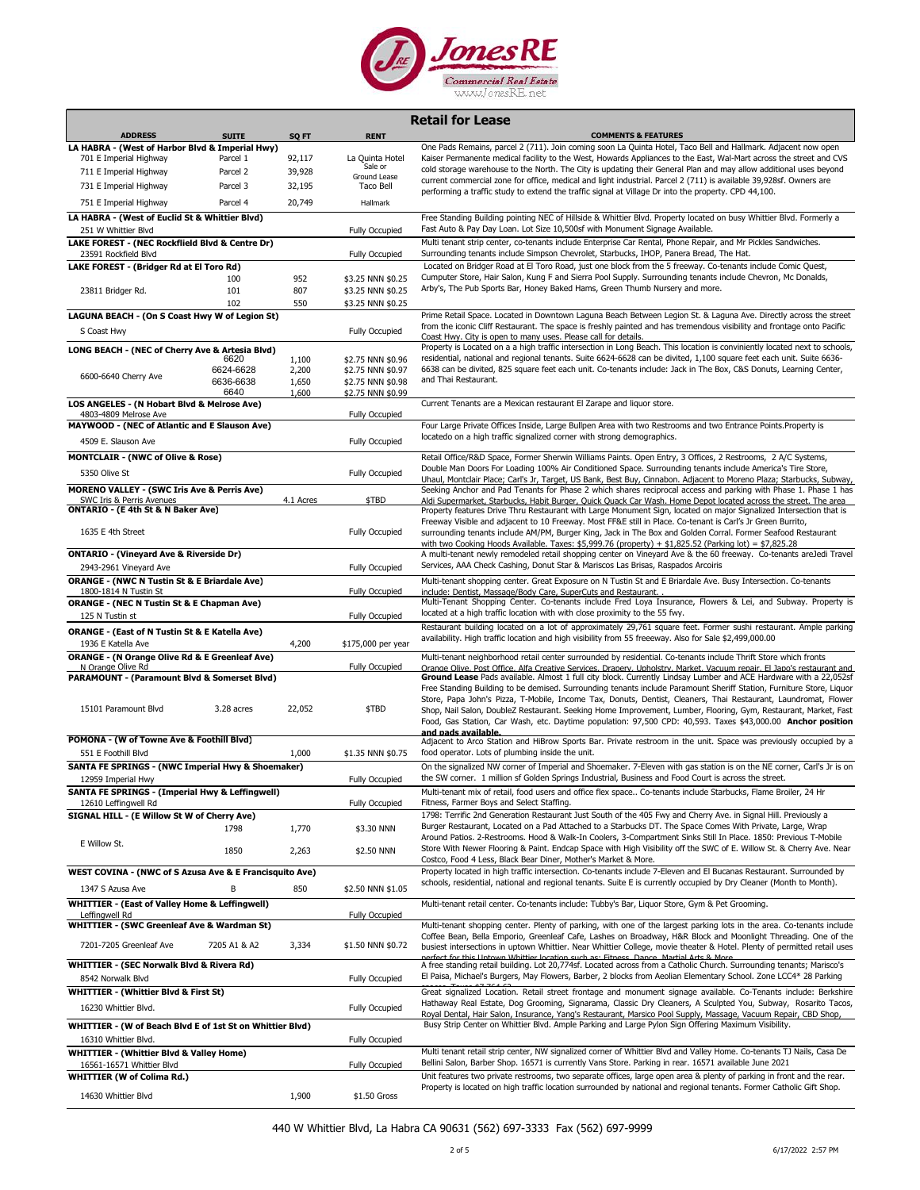**JonesRE**
Commercial Real Estate
www.JonesRE.net

## Retail for Lease

| ADDRESS | SUITE | SQ FT | RENT | COMMENTS & FEATURES |
|---|---|---|---|---|
| **LA HABRA - (West of Harbor Blvd & Imperial Hwy)** | | | | One Pads Remains, parcel 2 (711). Join coming soon La Quinta Hotel, Taco Bell and Hallmark. Adjacent now open Kaiser Permanente medical facility to the West, Howards Appliances to the East, Wal-Mart across the street and CVS cold storage warehouse to the North. The City is updating their General Plan and may allow additional uses beyond current commercial zone for office, medical and light industrial. Parcel 2 (711) is available 39,928sf. Owners are performing a traffic study to extend the traffic signal at Village Dr into the property. CPD 44,100. |
| 701 E Imperial Highway | Parcel 1 | 92,117 | La Quinta Hotel | |
| 711 E Imperial Highway | Parcel 2 | 39,928 | Sale or Ground Lease | |
| 731 E Imperial Highway | Parcel 3 | 32,195 | Taco Bell | |
| 751 E Imperial Highway | Parcel 4 | 20,749 | Hallmark | |
| **LA HABRA - (West of Euclid St & Whittier Blvd)** | | | | Free Standing Building pointing NEC of Hillside & Whittier Blvd. Property located on busy Whittier Blvd. Formerly a Fast Auto & Pay Day Loan. Lot Size 10,500sf with Monument Signage Available. |
| 251 W Whittier Blvd | | | Fully Occupied | |
| **LAKE FOREST - (NEC Rockflield Blvd & Centre Dr)** | | | | Multi tenant strip center, co-tenants include Enterprise Car Rental, Phone Repair, and Mr Pickles Sandwiches. Surrounding tenants include Simpson Chevrolet, Starbucks, IHOP, Panera Bread, The Hat. |
| 23591 Rockfield Blvd | | | Fully Occupied | |
| **LAKE FOREST - (Bridger Rd at El Toro Rd)** | | | | Located on Bridger Road at El Toro Road, just one block from the 5 freeway. Co-tenants include Comic Quest, Cumputer Store, Hair Salon, Kung F and Sierra Pool Supply. Surrounding tenants include Chevron, Mc Donalds, Arby's, The Pub Sports Bar, Honey Baked Hams, Green Thumb Nursery and more. |
| 23811 Bridger Rd. | 100 | 952 | \$3.25 NNN \$0.25 | |
| | 101 | 807 | \$3.25 NNN \$0.25 | |
| | 102 | 550 | \$3.25 NNN \$0.25 | |
| **LAGUNA BEACH - (On S Coast Hwy W of Legion St)** | | | | Prime Retail Space. Located in Downtown Laguna Beach Between Legion St. & Laguna Ave. Directly across the street from the iconic Cliff Restaurant. The space is freshly painted and has tremendous visibility and frontage onto Pacific Coast Hwy. City is open to many uses. Please call for details. |
| S Coast Hwy | | | Fully Occupied | |
| **LONG BEACH - (NEC of Cherry Ave & Artesia Blvd)** | | | | Property is Located on a a high traffic intersection in Long Beach. This location is conviniently located next to schools, residential, national and regional tenants. Suite 6624-6628 can be divided, 1,100 square feet each unit. Suite 6636-6638 can be divited, 825 square feet each unit. Co-tenants include: Jack in The Box, C&S Donuts, Learning Center, and Thai Restaurant. |
| 6600-6640 Cherry Ave | 6620 | 1,100 | \$2.75 NNN \$0.96 | |
| | 6624-6628 | 2,200 | \$2.75 NNN \$0.97 | |
| | 6636-6638 | 1,650 | \$2.75 NNN \$0.98 | |
| | 6640 | 1,600 | \$2.75 NNN \$0.99 | |
| **LOS ANGELES - (N Hobart Blvd & Melrose Ave)** | | | | Current Tenants are a Mexican restaurant El Zarape and liquor store. |
| 4803-4809 Melrose Ave | | | Fully Occupied | |
| **MAYWOOD - (NEC of Atlantic and E Slauson Ave)** | | | | Four Large Private Offices Inside, Large Bullpen Area with two Restrooms and two Entrance Points.Property is locatedo on a high traffic signalized corner with strong demographics. |
| 4509 E. Slauson Ave | | | Fully Occupied | |
| **MONTCLAIR - (NWC of Olive & Rose)** | | | | Retail Office/R&D Space, Former Sherwin Williams Paints. Open Entry, 3 Offices, 2 Restrooms, 2 A/C Systems, Double Man Doors For Loading 100% Air Conditioned Space. Surrounding tenants include America's Tire Store, Uhaul, Montclair Place; Carl's Jr, Target, US Bank, Best Buy, Cinnabon. |
| 5350 Olive St | | | Fully Occupied | |
| **MORENO VALLEY - (SWC Iris Ave & Perris Ave)** | | | | Adjacent to Moreno Plaza; Starbucks, Subway, Seeking Anchor and Pad Tenants for Phase 2 which shares reciprocal access and parking with Phase 1. Phase 1 has Aldi Supermarket, Starbucks, Habit Burger, Quick Quack Car Wash. Home Depot located across the street. The area |
| SWC Iris & Perris Avenues | | 4.1 Acres | \$TBD | |
| **ONTARIO - (E 4th St & N Baker Ave)** | | | | Property features Drive Thru Restaurant with Large Monument Sign, located on major Signalized Intersection that is Freeway Visible and adjacent to 10 Freeway. Most FF&E still in Place. Co-tenant is Carl's Jr Green Burrito, surrounding tenants include AM/PM, Burger King, Jack in The Box and Golden Corral. Former Seafood Restaurant with two Cooking Hoods Available. Taxes: \$5,999.76 (property) + \$1,825.52 (Parking lot) = \$7,825.28 |
| 1635 E 4th Street | | | Fully Occupied | |
| **ONTARIO - (Vineyard Ave & Riverside Dr)** | | | | A multi-tenant newly remodeled retail shopping center on Vineyard Ave & the 60 freeway. Co-tenants areJedi Travel Services, AAA Check Cashing, Donut Star & Mariscos Las Brisas, Raspados Arcoiris |
| 2943-2961 Vineyard Ave | | | Fully Occupied | |
| **ORANGE - (NWC N Tustin St & E Briardale Ave)** | | | | Multi-tenant shopping center. Great Exposure on N Tustin St and E Briardale Ave. Busy Intersection. Co-tenants include: Dentist, Massage/Body Care, SuperCuts and Restaurant. . |
| 1800-1814 N Tustin St | | | Fully Occupied | |
| **ORANGE - (NEC N Tustin St & E Chapman Ave)** | | | | Multi-Tenant Shopping Center. Co-tenants include Fred Loya Insurance, Flowers & Lei, and Subway. Property is located at a high traffic location with with close proximity to the 55 fwy. |
| 125 N Tustin st | | | Fully Occupied | |
| **ORANGE - (East of N Tustin St & E Katella Ave)** | | | | Restaurant building located on a lot of approximately 29,761 square feet. Former sushi restaurant. Ample parking availability. High traffic location and high visibility from 55 freeeway. Also for Sale \$2,499,000.00 |
| 1936 E Katella Ave | | 4,200 | \$175,000 per year | |
| **ORANGE - (N Orange Olive Rd & E Greenleaf Ave)** | | | | Multi-tenant neighborhood retail center surrounded by residential. Co-tenants include Thrift Store which fronts Orange Olive, Post Office, Alfa Creative Services, Drapery, Upholstry, Market, Vacuum repair, El Japo's restaurant and |
| N Orange Olive Rd | | | Fully Occupied | |
| **PARAMOUNT - (Paramount Blvd & Somerset Blvd)** | | | | **Ground Lease** Pads available. Almost 1 full city block. Currently Lindsay Lumber and ACE Hardware with a 22,052sf Free Standing Building to be demised. Surrounding tenants include Paramount Sheriff Station, Furniture Store, Liquor Store, Papa John's Pizza, T-Mobile, Income Tax, Donuts, Dentist, Cleaners, Thai Restaurant, Laundromat, Flower Shop, Nail Salon, DoubleZ Restaurant. Seeking Home Improvement, Lumber, Flooring, Gym, Restaurant, Market, Fast Food, Gas Station, Car Wash, etc. Daytime population: 97,500 CPD: 40,593. Taxes \$43,000.00 **Anchor position and pads available.** |
| 15101 Paramount Blvd | 3.28 acres | 22,052 | \$TBD | |
| **POMONA - (W of Towne Ave & Foothill Blvd)** | | | | Adjacent to Arco Station and HiBrow Sports Bar. Private restroom in the unit. Space was previously occupied by a food operator. Lots of plumbing inside the unit. |
| 551 E Foothill Blvd | | 1,000 | \$1.35 NNN \$0.75 | |
| **SANTA FE SPRINGS - (NWC Imperial Hwy & Shoemaker)** | | | | On the signalized NW corner of Imperial and Shoemaker. 7-Eleven with gas station is on the NE corner, Carl's Jr is on the SW corner. 1 million sf Golden Springs Industrial, Business and Food Court is across the street. |
| 12959 Imperial Hwy | | | Fully Occupied | |
| **SANTA FE SPRINGS - (Imperial Hwy & Leffingwell)** | | | | Multi-tenant mix of retail, food users and office flex space.. Co-tenants include Starbucks, Flame Broiler, 24 Hr Fitness, Farmer Boys and Select Staffing. |
| 12610 Leffingwell Rd | | | Fully Occupied | |
| **SIGNAL HILL - (E Willow St W of Cherry Ave)** | | | | 1798: Terrific 2nd Generation Restaurant Just South of the 405 Fwy and Cherry Ave. in Signal Hill. Previously a Burger Restaurant, Located on a Pad Attached to a Starbucks DT. The Space Comes With Private, Large, Wrap Around Patios. 2-Restrooms. Hood & Walk-In Coolers, 3-Compartment Sinks Still In Place. 1850: Previous T-Mobile Store With Newer Flooring & Paint. Endcap Space with High Visibility off the SWC of E. Willow St. & Cherry Ave. Near Costco, Food 4 Less, Black Bear Diner, Mother's Market & More. |
| E Willow St. | 1798 | 1,770 | \$3.30 NNN | |
| | 1850 | 2,263 | \$2.50 NNN | |
| **WEST COVINA - (NWC of S Azusa Ave & E Francisquito Ave)** | | | | Property located in high traffic intersection. Co-tenants include 7-Eleven and El Bucanas Restaurant. Surrounded by schools, residential, national and regional tenants. Suite E is currently occupied by Dry Cleaner (Month to Month). |
| 1347 S Azusa Ave | B | 850 | \$2.50 NNN \$1.05 | |
| **WHITTIER - (East of Valley Home & Leffingwell)** | | | | Multi-tenant retail center. Co-tenants include: Tubby's Bar, Liquor Store, Gym & Pet Grooming. |
| Leffingwell Rd | | | Fully Occupied | |
| **WHITTIER - (SWC Greenleaf Ave & Wardman St)** | | | | Multi-tenant shopping center. Plenty of parking, with one of the largest parking lots in the area. Co-tenants include Coffee Bean, Bella Emporio, Greenleaf Cafe, Lashes on Broadway, H&R Block and Moonlight Threading. One of the busiest intersections in uptown Whittier. Near Whittier College, movie theater & Hotel. Plenty of permitted retail uses perfect for this Uptown Whittier location such as: Fitness, Dance, Martial Arts & More |
| 7201-7205 Greenleaf Ave | 7205 A1 & A2 | 3,334 | \$1.50 NNN \$0.72 | |
| **WHITTIER - (SEC Norwalk Blvd & Rivera Rd)** | | | | A free standing retail building. Lot 20,774sf. Located across from a Catholic Church. Surrounding tenants; Marisco's El Paisa, Michael's Burgers, May Flowers, Barber, 2 blocks from Aeolian Elementary School. Zone LCC4* 28 Parking |
| 8542 Norwalk Blvd | | | Fully Occupied | |
| **WHITTIER - (Whittier Blvd & First St)** | | | | Great signalized Location. Retail street frontage and monument signage available. Co-Tenants include: Berkshire Hathaway Real Estate, Dog Grooming, Signarama, Classic Dry Cleaners, A Sculpted You, Subway, Rosarito Tacos, Royal Dental, Hair Salon, Insurance, Yang's Restaurant, Marsico Pool Supply, Massage, Vacuum Repair, CBD Shop, |
| 16230 Whittier Blvd. | | | Fully Occupied | |
| **WHITTIER - (W of Beach Blvd E of 1st St on Whittier Blvd)** | | | | Busy Strip Center on Whittier Blvd. Ample Parking and Large Pylon Sign Offering Maximum Visibility. |
| 16310 Whittier Blvd. | | | Fully Occupied | |
| **WHITTIER - (Whittier Blvd & Valley Home)** | | | | Multi tenant retail strip center, NW signalized corner of Whittier Blvd and Valley Home. Co-tenants TJ Nails, Casa De Bellini Salon, Barber Shop. 16571 is currently Vans Store. Parking in rear. 16571 available June 2021 |
| 16561-16571 Whittier Blvd | | | Fully Occupied | |
| **WHITTIER (W of Colima Rd.)** | | | | Unit features two private restrooms, two separate offices, large open area & plenty of parking in front and the rear. Property is located on high traffic location surrounded by national and regional tenants. Former Catholic Gift Shop. |
| 14630 Whittier Blvd | | 1,900 | \$1.50 Gross | |

440 W Whittier Blvd, La Habra CA 90631 (562) 697-3333 Fax (562) 697-9999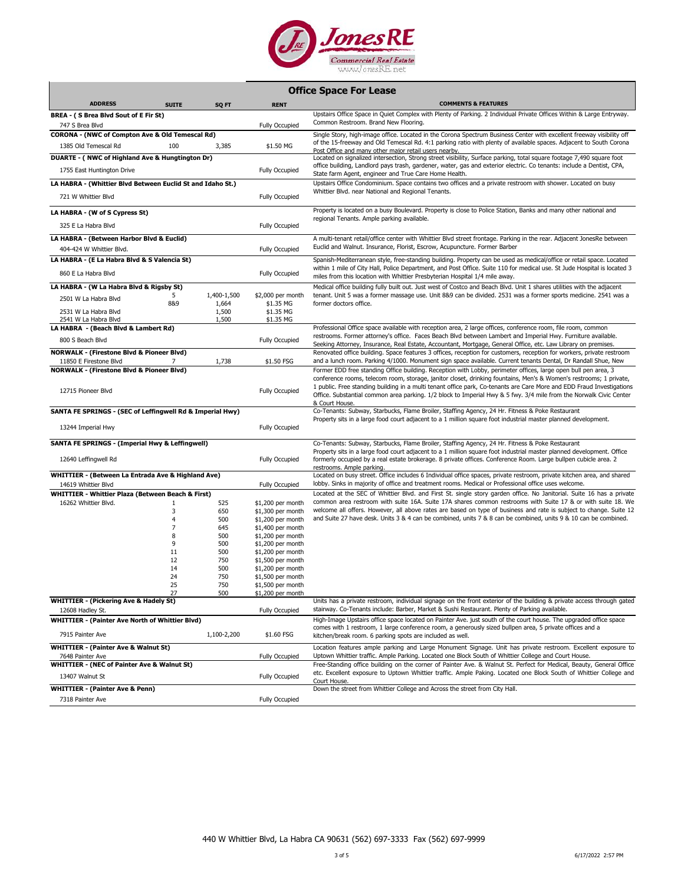# Office Space For Lease

| ADDRESS | SUITE | SQ FT | RENT | COMMENTS & FEATURES |
|---|---|---|---|---|
| **BREA - ( S Brea Blvd Sout of E Fir St)** | | | | Upstairs Office Space in Quiet Complex with Plenty of Parking. 2 Individual Private Offices Within & Large Entryway. Common Restroom. Brand New Flooring. |
| 747 S Brea Blvd | | | Fully Occupied | |
| **CORONA - (NWC of Compton Ave & Old Temescal Rd)** | | | | Single Story, high-image office. Located in the Corona Spectrum Business Center with excellent freeway visibility off of the 15-freeway and Old Temescal Rd. 4:1 parking ratio with plenty of available spaces. Adjacent to South Corona Post Office and many other major retail users nearby. |
| 1385 Old Temescal Rd | 100 | 3,385 | $1.50 MG | |
| **DUARTE - ( NWC of Highland Ave & Hungtington Dr)** | | | | Located on signalized intersection, Strong street visibility, Surface parking, total square footage 7,490 square foot office building, Landlord pays trash, gardener, water, gas and exterior electric. Co tenants: include a Dentist, CPA, State farm Agent, engineer and True Care Home Health. |
| 1755 East Huntington Drive | | | Fully Occupied | |
| **LA HABRA - (Whittier Blvd Between Euclid St and Idaho St.)** | | | | Upstairs Office Condominium. Space contains two offices and a private restroom with shower. Located on busy Whittier Blvd. near National and Regional Tenants. |
| 721 W Whittier Blvd | | | Fully Occupied | |
| **LA HABRA - (W of S Cypress St)** | | | | Property is located on a busy Boulevard. Property is close to Police Station, Banks and many other national and regional Tenants. Ample parking available. |
| 325 E La Habra Blvd | | | Fully Occupied | |
| **LA HABRA - (Between Harbor Blvd & Euclid)** | | | | A multi-tenant retail/office center with Whittier Blvd street frontage. Parking in the rear. Adjacent JonesRe between Euclid and Walnut. Insurance, Florist, Escrow, Acupuncture. Former Barber |
| 404-424 W Whittier Blvd. | | | Fully Occupied | |
| **LA HABRA - (E La Habra Blvd & S Valencia St)** | | | | Spanish-Mediterranean style, free-standing building. Property can be used as medical/office or retail space. Located within 1 mile of City Hall, Police Department, and Post Office. Suite 110 for medical use. St Jude Hospital is located 3 miles from this location with Whittier Presbyterian Hospital 1/4 mile away. |
| 860 E La Habra Blvd | | | Fully Occupied | |
| **LA HABRA - (W La Habra Blvd & Rigsby St)** | | | | Medical office building fully built out. Just west of Costco and Beach Blvd. Unit 1 shares utilities with the adjacent tenant. Unit 5 was a former massage use. Unit 8&9 can be divided. 2531 was a former sports medicine. 2541 was a former doctors office. |
| 2501 W La Habra Blvd | 5 | 1,400-1,500 | $2,000 per month | |
| | 8&9 | 1,664 | $1.35 MG | |
| 2531 W La Habra Blvd | | 1,500 | $1.35 MG | |
| 2541 W La Habra Blvd | | 1,500 | $1.35 MG | |
| **LA HABRA - (Beach Blvd & Lambert Rd)** | | | | Professional Office space available with reception area, 2 large offices, conference room, file room, common restrooms. Former attorney's office. Faces Beach Blvd between Lambert and Imperial Hwy. Furniture available. Seeking Attorney, Insurance, Real Estate, Accountant, Mortgage, General Office, etc. Law Library on premises. |
| 800 S Beach Blvd | | | Fully Occupied | |
| **NORWALK - (Firestone Blvd & Pioneer Blvd)** | | | | Renovated office building. Space features 3 offices, reception for customers, reception for workers, private restroom and a lunch room. Parking 4/1000. Monument sign space available. Current tenants Dental, Dr Randall Shue, New |
| 11850 E Firestone Blvd | 7 | 1,738 | $1.50 FSG | |
| **NORWALK - (Firestone Blvd & Pioneer Blvd)** | | | | Former EDD free standing Office building. Reception with Lobby, perimeter offices, large open bull pen area, 3 conference rooms, telecom room, storage, janitor closet, drinking fountains, Men's & Women's restrooms; 1 private, 1 public. Free standing building in a multi tenant office park, Co-tenants are Care More and EDD Fraud Investigations Office. Substantial common area parking. 1/2 block to Imperial Hwy & 5 fwy. 3/4 mile from the Norwalk Civic Center & Court House. |
| 12715 Pioneer Blvd | | | Fully Occupied | |
| **SANTA FE SPRINGS - (SEC of Leffingwell Rd & Imperial Hwy)** | | | | Co-Tenants: Subway, Starbucks, Flame Broiler, Staffing Agency, 24 Hr. Fitness & Poke Restaurant Property sits in a large food court adjacent to a 1 million square foot industrial master planned development. |
| 13244 Imperial Hwy | | | Fully Occupied | |
| **SANTA FE SPRINGS - (Imperial Hwy & Leffingwell)** | | | | Co-Tenants: Subway, Starbucks, Flame Broiler, Staffing Agency, 24 Hr. Fitness & Poke Restaurant Property sits in a large food court adjacent to a 1 million square foot industrial master planned development. Office formerly occupied by a real estate brokerage. 8 private offices. Conference Room. Large bullpen cubicle area. 2 restrooms. Ample parking. |
| 12640 Leffingwell Rd | | | Fully Occupied | |
| **WHITTIER - (Between La Entrada Ave & Highland Ave)** | | | | Located on busy street. Office includes 6 Individual office spaces, private restroom, private kitchen area, and shared lobby. Sinks in majority of office and treatment rooms. Medical or Professional office uses welcome. |
| 14619 Whittier Blvd | | | Fully Occupied | |
| **WHITTIER - Whittier Plaza (Between Beach & First)** | | | | Located at the SEC of Whittier Blvd. and First St. single story garden office. No Janitorial. Suite 16 has a private common area restroom with suite 16A. Suite 17A shares common restrooms with Suite 17 & or with suite 18. We welcome all offers. However, all above rates are based on type of business and rate is subject to change. Suite 12 and Suite 27 have desk. Units 3 & 4 can be combined, units 7 & 8 can be combined, units 9 & 10 can be combined. |
| 16262 Whittier Blvd. | 1 | 525 | $1,200 per month | |
| | 3 | 650 | $1,300 per month | |
| | 4 | 500 | $1,200 per month | |
| | 7 | 645 | $1,400 per month | |
| | 8 | 500 | $1,200 per month | |
| | 9 | 500 | $1,200 per month | |
| | 11 | 500 | $1,200 per month | |
| | 12 | 750 | $1,500 per month | |
| | 14 | 500 | $1,200 per month | |
| | 24 | 750 | $1,500 per month | |
| | 25 | 750 | $1,500 per month | |
| | 27 | 500 | $1,200 per month | |
| **WHITTIER - (Pickering Ave & Hadely St)** | | | | Units has a private restroom, individual signage on the front exterior of the building & private access through gated stairway. Co-Tenants include: Barber, Market & Sushi Restaurant. Plenty of Parking available. |
| 12608 Hadley St. | | | Fully Occupied | |
| **WHITTIER - (Painter Ave North of Whittier Blvd)** | | | | High-Image Upstairs office space located on Painter Ave. just south of the court house. The upgraded office space comes with 1 restroom, 1 large conference room, a generously sized bullpen area, 5 private offices and a kitchen/break room. 6 parking spots are included as well. |
| 7915 Painter Ave | | 1,100-2,200 | $1.60 FSG | |
| **WHITTIER - (Painter Ave & Walnut St)** | | | | Location features ample parking and Large Monument Signage. Unit has private restroom. Excellent exposure to Uptown Whittier traffic. Ample Parking. Located one Block South of Whittier College and Court House. |
| 7648 Painter Ave | | | Fully Occupied | |
| **WHITTIER - (NEC of Painter Ave & Walnut St)** | | | | Free-Standing office building on the corner of Painter Ave. & Walnut St. Perfect for Medical, Beauty, General Office etc. Excellent exposure to Uptown Whittier traffic. Ample Paking. Located one Block South of Whittier College and Court House. |
| 13407 Walnut St | | | Fully Occupied | |
| **WHITTIER - (Painter Ave & Penn)** | | | | Down the street from Whittier College and Across the street from City Hall. |
| 7318 Painter Ave | | | Fully Occupied | |

440 W Whittier Blvd, La Habra CA 90631 (562) 697-3333 Fax (562) 697-9999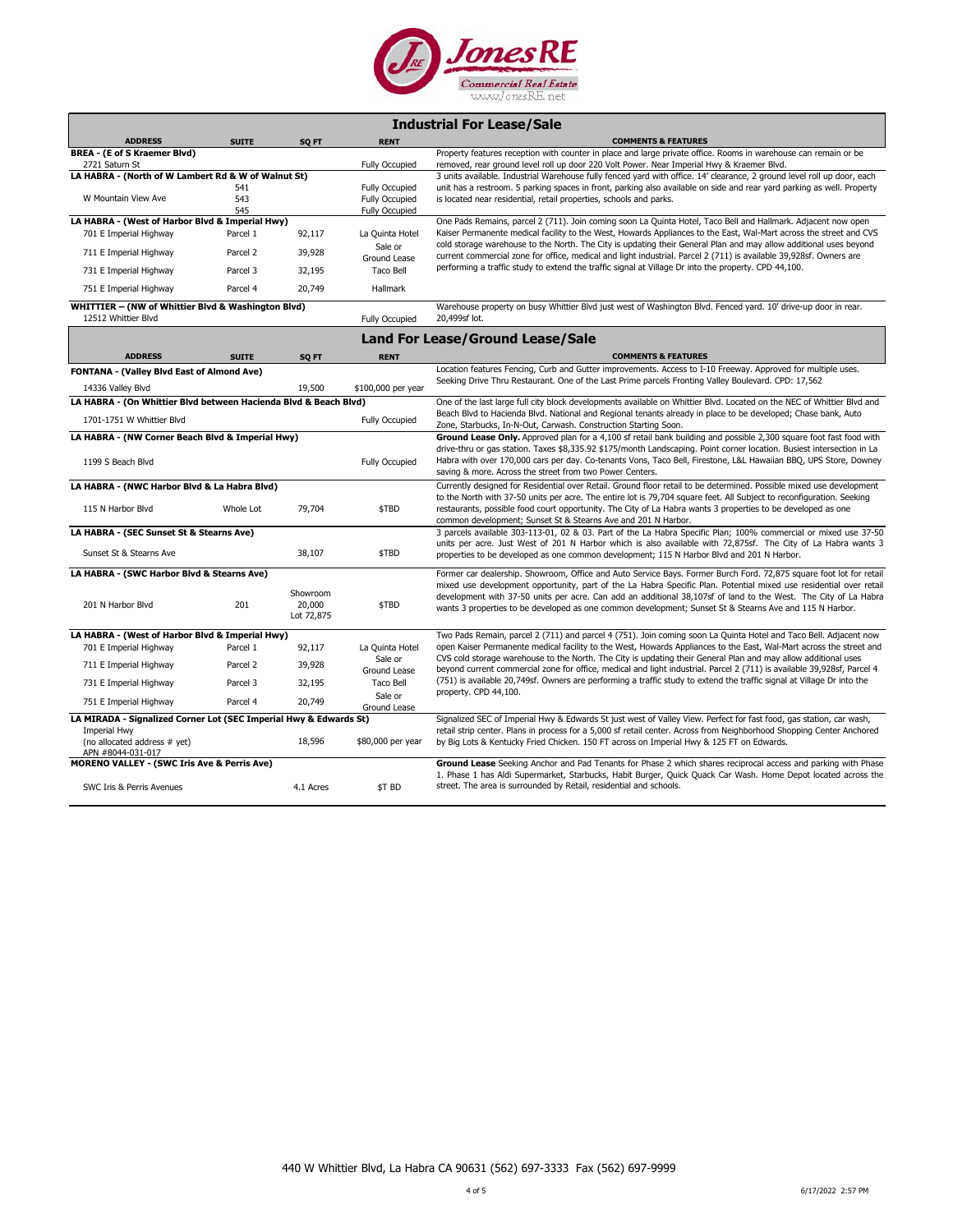JonesRE Commercial Real Estate
www.JonesRE.net

## Industrial For Lease/Sale

| ADDRESS | SUITE | SQ FT | RENT | COMMENTS & FEATURES |
|---|---|---|---|---|
| **BREA - (E of S Kraemer Blvd)** | | | | |
| 2721 Saturn St | | | Fully Occupied | Property features reception with counter in place and large private office. Rooms in warehouse can remain or be removed, rear ground level roll up door 220 Volt Power. Near Imperial Hwy & Kraemer Blvd. |
| **LA HABRA - (North of W Lambert Rd & W of Walnut St)** | | | | 3 units available. Industrial Warehouse fully fenced yard with office. 14' clearance, 2 ground level roll up door, each unit has a restroom. 5 parking spaces in front, parking also available on side and rear yard parking as well. Property is located near residential, retail properties, schools and parks. |
| W Mountain View Ave | 541 | | Fully Occupied | |
| | 543 | | Fully Occupied | |
| | 545 | | Fully Occupied | |
| **LA HABRA - (West of Harbor Blvd & Imperial Hwy)** | | | | One Pads Remains, parcel 2 (711). Join coming soon La Quinta Hotel, Taco Bell and Hallmark. Adjacent now open Kaiser Permanente medical facility to the West, Howards Appliances to the East, Wal-Mart across the street and CVS cold storage warehouse to the North. The City is updating their General Plan and may allow additional uses beyond current commercial zone for office, medical and light industrial. Parcel 2 (711) is available 39,928sf. Owners are performing a traffic study to extend the traffic signal at Village Dr into the property. CPD 44,100. |
| 701 E Imperial Highway | Parcel 1 | 92,117 | La Quinta Hotel | |
| 711 E Imperial Highway | Parcel 2 | 39,928 | Sale or Ground Lease | |
| 731 E Imperial Highway | Parcel 3 | 32,195 | Taco Bell | |
| 751 E Imperial Highway | Parcel 4 | 20,749 | Hallmark | |
| **WHITTIER – (NW of Whittier Blvd & Washington Blvd)** | | | | |
| 12512 Whittier Blvd | | | Fully Occupied | Warehouse property on busy Whittier Blvd just west of Washington Blvd. Fenced yard. 10' drive-up door in rear. 20,499sf lot. |

## Land For Lease/Ground Lease/Sale

| ADDRESS | SUITE | SQ FT | RENT | COMMENTS & FEATURES |
|---|---|---|---|---|
| **FONTANA - (Valley Blvd East of Almond Ave)** | | | | |
| 14336 Valley Blvd | | 19,500 | $100,000 per year | Location features Fencing, Curb and Gutter improvements. Access to I-10 Freeway. Approved for multiple uses. Seeking Drive Thru Restaurant. One of the Last Prime parcels Fronting Valley Boulevard. CPD: 17,562 |
| **LA HABRA - (On Whittier Blvd between Hacienda Blvd & Beach Blvd)** | | | | |
| 1701-1751 W Whittier Blvd | | | Fully Occupied | One of the last large full city block developments available on Whittier Blvd. Located on the NEC of Whittier Blvd and Beach Blvd to Hacienda Blvd. National and Regional tenants already in place to be developed; Chase bank, Auto Zone, Starbucks, In-N-Out, Carwash. Construction Starting Soon. |
| **LA HABRA - (NW Corner Beach Blvd & Imperial Hwy)** | | | | |
| 1199 S Beach Blvd | | | Fully Occupied | **Ground Lease Only.** Approved plan for a 4,100 sf retail bank building and possible 2,300 square foot fast food with drive-thru or gas station. Taxes $8,335.92 $175/month Landscaping. Point corner location. Busiest intersection in La Habra with over 170,000 cars per day. Co-tenants Vons, Taco Bell, Firestone, L&L Hawaiian BBQ, UPS Store, Downey saving & more. Across the street from two Power Centers. |
| **LA HABRA - (NWC Harbor Blvd & La Habra Blvd)** | | | | |
| 115 N Harbor Blvd | Whole Lot | 79,704 | $TBD | Currently designed for Residential over Retail. Ground floor retail to be determined. Possible mixed use development to the North with 37-50 units per acre. The entire lot is 79,704 square feet. All Subject to reconfiguration. Seeking restaurants, possible food court opportunity. The City of La Habra wants 3 properties to be developed as one common development; Sunset St & Stearns Ave and 201 N Harbor. |
| **LA HABRA - (SEC Sunset St & Stearns Ave)** | | | | |
| Sunset St & Stearns Ave | | 38,107 | $TBD | 3 parcels available 303-113-01, 02 & 03. Part of the La Habra Specific Plan; 100% commercial or mixed use 37-50 units per acre. Just West of 201 N Harbor which is also available with 72,875sf. The City of La Habra wants 3 properties to be developed as one common development; 115 N Harbor Blvd and 201 N Harbor. |
| **LA HABRA - (SWC Harbor Blvd & Stearns Ave)** | | | | |
| 201 N Harbor Blvd | 201 | Showroom 20,000 Lot 72,875 | $TBD | Former car dealership. Showroom, Office and Auto Service Bays. Former Burch Ford. 72,875 square foot lot for retail mixed use development opportunity, part of the La Habra Specific Plan. Potential mixed use residential over retail development with 37-50 units per acre. Can add an additional 38,107sf of land to the West. The City of La Habra wants 3 properties to be developed as one common development; Sunset St & Stearns Ave and 115 N Harbor. |
| **LA HABRA - (West of Harbor Blvd & Imperial Hwy)** | | | | Two Pads Remain, parcel 2 (711) and parcel 4 (751). Join coming soon La Quinta Hotel and Taco Bell. Adjacent now open Kaiser Permanente medical facility to the West, Howards Appliances to the East, Wal-Mart across the street and CVS cold storage warehouse to the North. The City is updating their General Plan and may allow additional uses beyond current commercial zone for office, medical and light industrial. Parcel 2 (711) is available 39,928sf, Parcel 4 (751) is available 20,749sf. Owners are performing a traffic study to extend the traffic signal at Village Dr into the property. CPD 44,100. |
| 701 E Imperial Highway | Parcel 1 | 92,117 | La Quinta Hotel | |
| 711 E Imperial Highway | Parcel 2 | 39,928 | Sale or Ground Lease | |
| 731 E Imperial Highway | Parcel 3 | 32,195 | Taco Bell | |
| 751 E Imperial Highway | Parcel 4 | 20,749 | Sale or Ground Lease | |
| **LA MIRADA - Signalized Corner Lot (SEC Imperial Hwy & Edwards St)** | | | | |
| Imperial Hwy (no allocated address # yet) APN #8044-031-017 | | 18,596 | $80,000 per year | Signalized SEC of Imperial Hwy & Edwards St just west of Valley View. Perfect for fast food, gas station, car wash, retail strip center. Plans in process for a 5,000 sf retail center. Across from Neighborhood Shopping Center Anchored by Big Lots & Kentucky Fried Chicken. 150 FT across on Imperial Hwy & 125 FT on Edwards. |
| **MORENO VALLEY - (SWC Iris Ave & Perris Ave)** | | | | |
| SWC Iris & Perris Avenues | | 4.1 Acres | $T BD | **Ground Lease** Seeking Anchor and Pad Tenants for Phase 2 which shares reciprocal access and parking with Phase 1. Phase 1 has Aldi Supermarket, Starbucks, Habit Burger, Quick Quack Car Wash. Home Depot located across the street. The area is surrounded by Retail, residential and schools. |

440 W Whittier Blvd, La Habra CA 90631 (562) 697-3333 Fax (562) 697-9999

6/17/2022 2:57 PM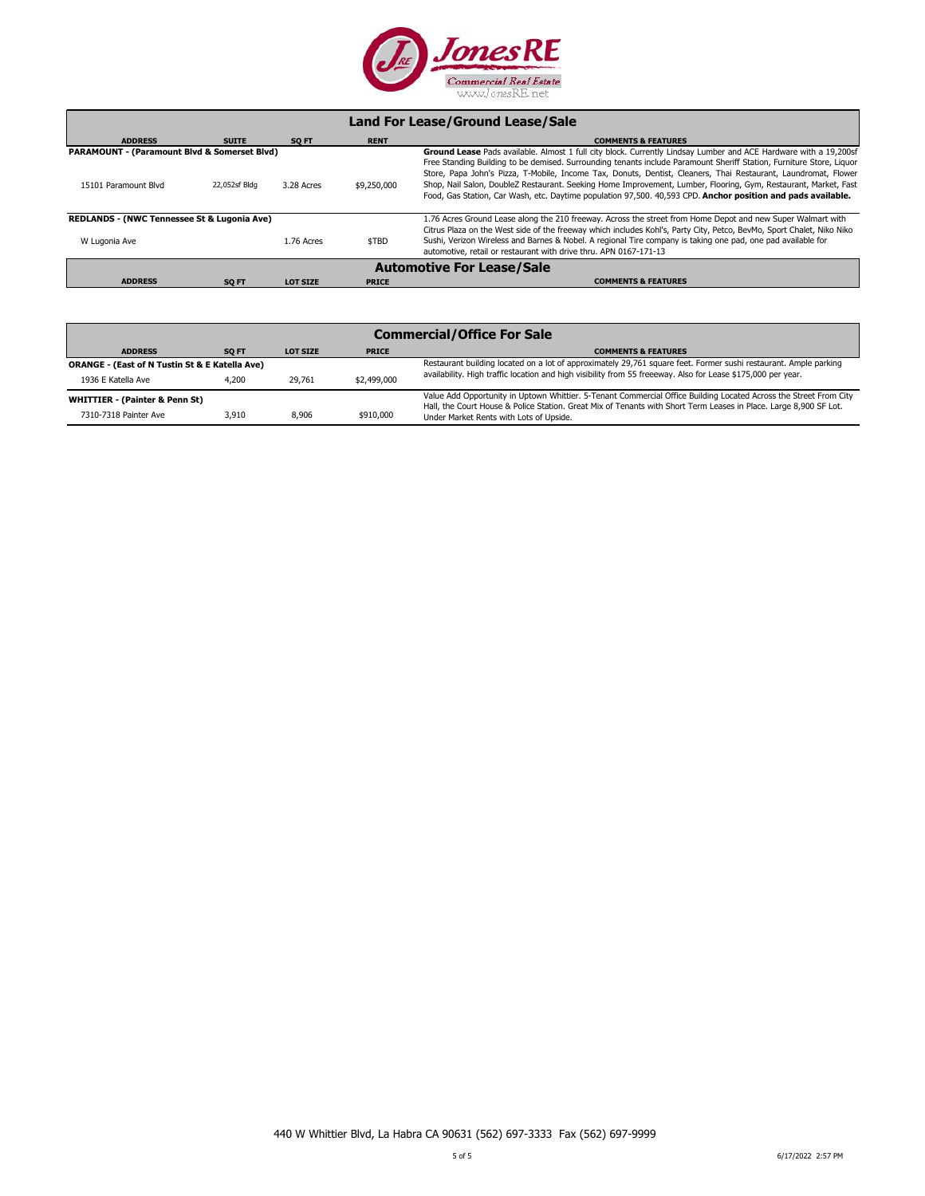JonesRE
Commercial Real Estate
www.JonesRE.net

## Land For Lease/Ground Lease/Sale

| ADDRESS | SUITE | SQ FT | RENT | COMMENTS & FEATURES |
|---|---|---|---|---|
| **PARAMOUNT - (Paramount Blvd & Somerset Blvd)** | | | | |
| 15101 Paramount Blvd | 22,052sf Bldg | 3.28 Acres | $9,250,000 | **Ground Lease** Pads available. Almost 1 full city block. Currently Lindsay Lumber and ACE Hardware with a 19,200sf Free Standing Building to be demised. Surrounding tenants include Paramount Sheriff Station, Furniture Store, Liquor Store, Papa John's Pizza, T-Mobile, Income Tax, Donuts, Dentist, Cleaners, Thai Restaurant, Laundromat, Flower Shop, Nail Salon, DoubleZ Restaurant. Seeking Home Improvement, Lumber, Flooring, Gym, Restaurant, Market, Fast Food, Gas Station, Car Wash, etc. Daytime population 97,500. 40,593 CPD. **Anchor position and pads available.** |
| **REDLANDS - (NWC Tennessee St & Lugonia Ave)** | | | | |
| W Lugonia Ave | | 1.76 Acres | $TBD | 1.76 Acres Ground Lease along the 210 freeway. Across the street from Home Depot and new Super Walmart with Citrus Plaza on the West side of the freeway which includes Kohl's, Party City, Petco, BevMo, Sport Chalet, Niko Niko Sushi, Verizon Wireless and Barnes & Nobel. A regional Tire company is taking one pad, one pad available for automotive, retail or restaurant with drive thru. APN 0167-171-13 |

## Automotive For Lease/Sale

| ADDRESS | SQ FT | LOT SIZE | PRICE | COMMENTS & FEATURES |
|---|---|---|---|---|

## Commercial/Office For Sale

| ADDRESS | SQ FT | LOT SIZE | PRICE | COMMENTS & FEATURES |
|---|---|---|---|---|
| **ORANGE - (East of N Tustin St & E Katella Ave)** | | | | |
| 1936 E Katella Ave | 4,200 | 29,761 | $2,499,000 | Restaurant building located on a lot of approximately 29,761 square feet. Former sushi restaurant. Ample parking availability. High traffic location and high visibility from 55 freeway. Also for Lease $175,000 per year. |
| **WHITTIER - (Painter & Penn St)** | | | | |
| 7310-7318 Painter Ave | 3,910 | 8,906 | $910,000 | Value Add Opportunity in Uptown Whittier. 5-Tenant Commercial Office Building Located Across the Street From City Hall, the Court House & Police Station. Great Mix of Tenants with Short Term Leases in Place. Large 8,900 SF Lot. Under Market Rents with Lots of Upside. |

440 W Whittier Blvd, La Habra CA 90631 (562) 697-3333 Fax (562) 697-9999

6/17/2022 2:57 PM